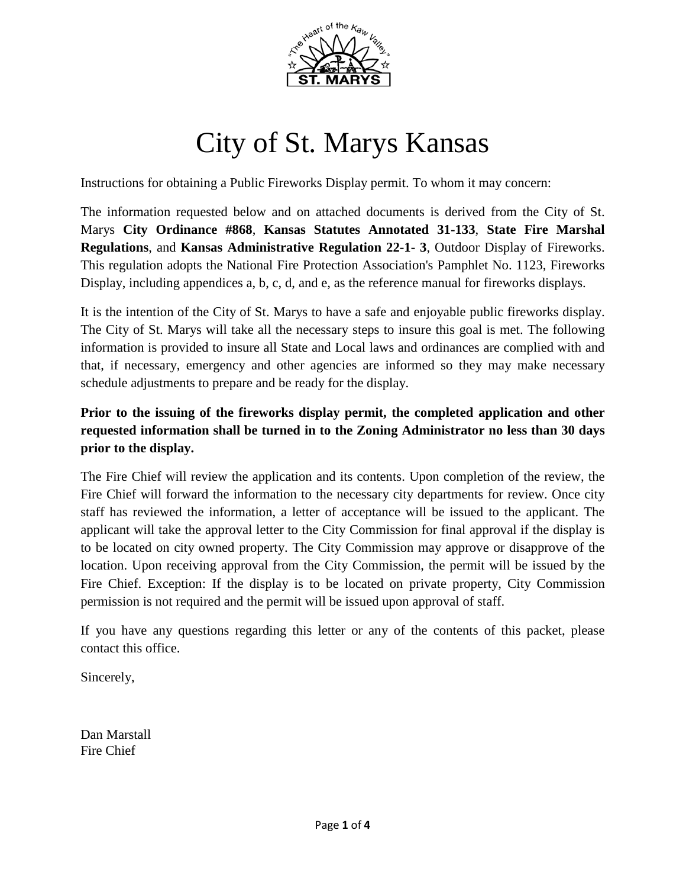# City of St. Marys Kansas

Instructions for obtaining a Public Fireworks Display permit. To whom it may concern:

The information requested below and on attached documents is derived from the City of St. Marys **City Ordinance #868**, **Kansas Statutes Annotated 31-133**, **State Fire Marshal Regulations**, and **Kansas Administrative Regulation 22-1- 3**, Outdoor Display of Fireworks. This regulation adopts the National Fire Protection Association's Pamphlet No. 1123, Fireworks Display, including appendices a, b, c, d, and e, as the reference manual for fireworks displays.

It is the intention of the City of St. Marys to have a safe and enjoyable public fireworks display. The City of St. Marys will take all the necessary steps to insure this goal is met. The following information is provided to insure all State and Local laws and ordinances are complied with and that, if necessary, emergency and other agencies are informed so they may make necessary schedule adjustments to prepare and be ready for the display.

**Prior to the issuing of the fireworks display permit, the completed application and other requested information shall be turned in to the Zoning Administrator no less than 30 days prior to the display.**

The Fire Chief will review the application and its contents. Upon completion of the review, the Fire Chief will forward the information to the necessary city departments for review. Once city staff has reviewed the information, a letter of acceptance will be issued to the applicant. The applicant will take the approval letter to the City Commission for final approval if the display is to be located on city owned property. The City Commission may approve or disapprove of the location. Upon receiving approval from the City Commission, the permit will be issued by the Fire Chief. Exception: If the display is to be located on private property, City Commission permission is not required and the permit will be issued upon approval of staff.

If you have any questions regarding this letter or any of the contents of this packet, please contact this office.

Sincerely,

Dan Marstall
Fire Chief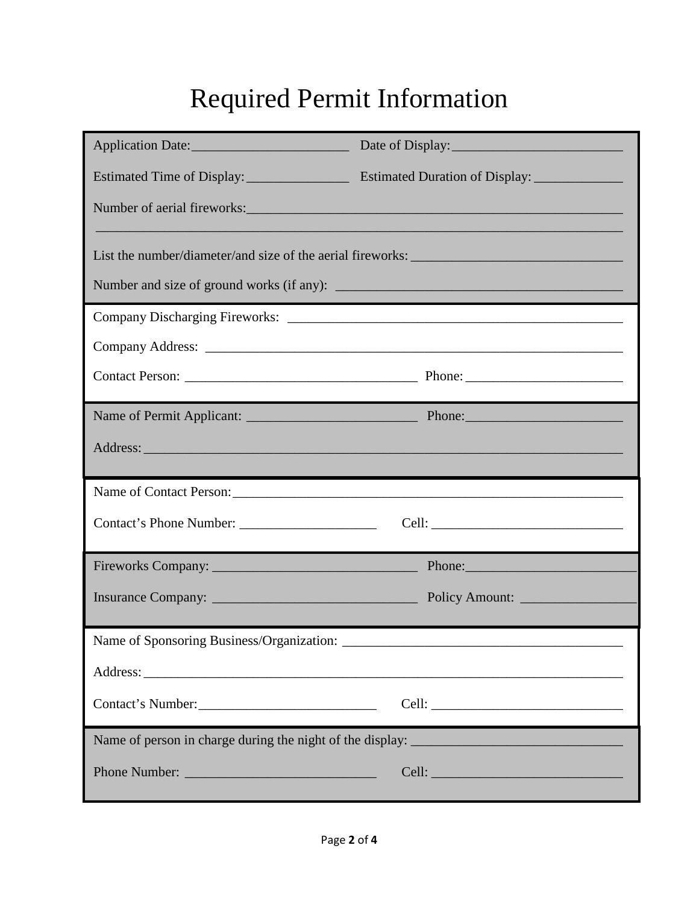# Required Permit Information

Application Date:_______________________ Date of Display:_________________________

Estimated Time of Display:_______________ Estimated Duration of Display: _____________

Number of aerial fireworks:_________________________________________________________

_____________________________________________________________________________

List the number/diameter/and size of the aerial fireworks: ______________________________

Number and size of ground works (if any): _________________________________________

Company Discharging Fireworks: ____________________________________________

Company Address: _______________________________________________________________

Contact Person: __________________________________ Phone: _______________________

Name of Permit Applicant: _________________________ Phone:_______________________

Address: _______________________________________________________________________

Name of Contact Person:__________________________________________________________

Contact's Phone Number: ____________________ Cell: ____________________________

Fireworks Company: ______________________________ Phone:________________________

Insurance Company: ______________________________ Policy Amount: ________________

Name of Sponsoring Business/Organization: ________________________________________

Address: _______________________________________________________________________

Contact's Number:__________________________ Cell: ____________________________

Name of person in charge during the night of the display: ______________________________

Phone Number: ____________________________ Cell: ____________________________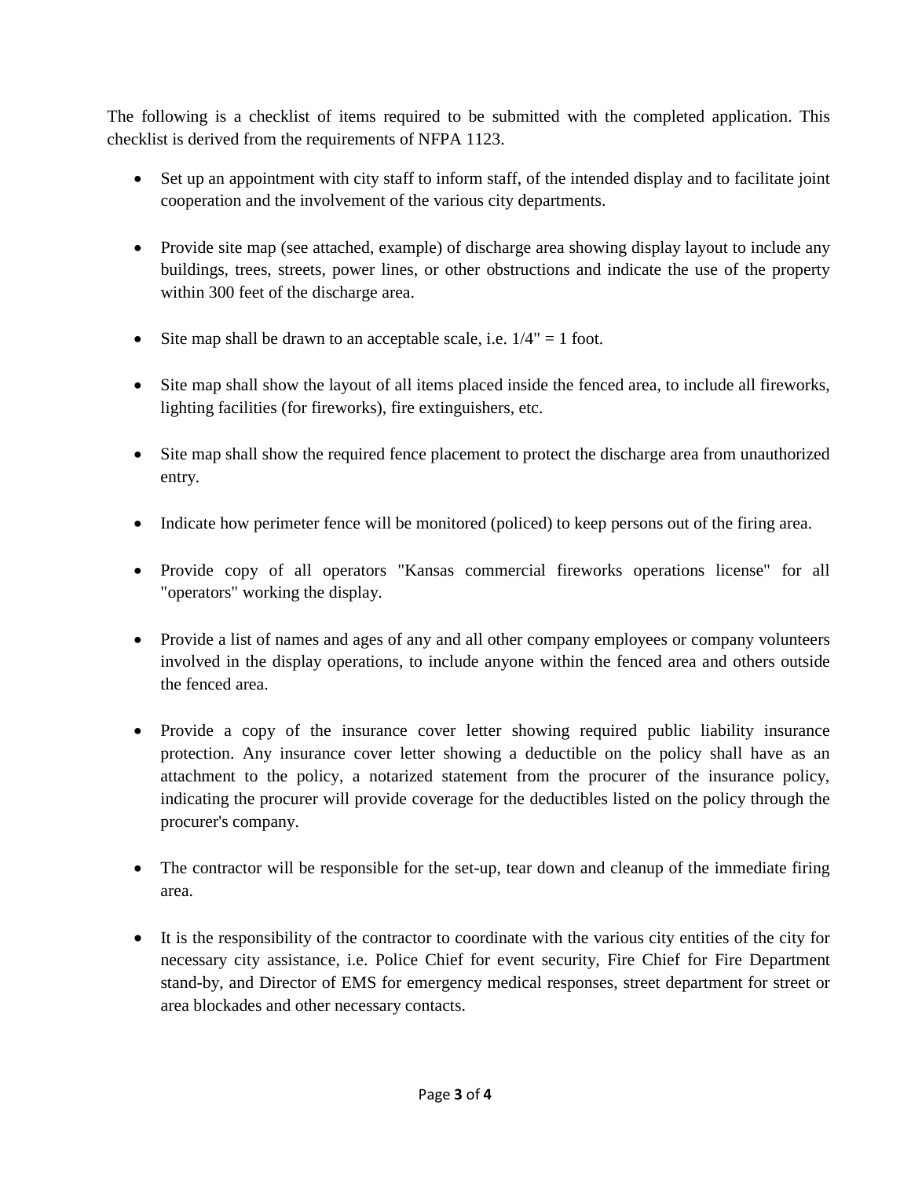The following is a checklist of items required to be submitted with the completed application. This checklist is derived from the requirements of NFPA 1123.

- Set up an appointment with city staff to inform staff, of the intended display and to facilitate joint cooperation and the involvement of the various city departments.
- Provide site map (see attached, example) of discharge area showing display layout to include any buildings, trees, streets, power lines, or other obstructions and indicate the use of the property within 300 feet of the discharge area.
- Site map shall be drawn to an acceptable scale, i.e. 1/4" = 1 foot.
- Site map shall show the layout of all items placed inside the fenced area, to include all fireworks, lighting facilities (for fireworks), fire extinguishers, etc.
- Site map shall show the required fence placement to protect the discharge area from unauthorized entry.
- Indicate how perimeter fence will be monitored (policed) to keep persons out of the firing area.
- Provide copy of all operators "Kansas commercial fireworks operations license" for all "operators" working the display.
- Provide a list of names and ages of any and all other company employees or company volunteers involved in the display operations, to include anyone within the fenced area and others outside the fenced area.
- Provide a copy of the insurance cover letter showing required public liability insurance protection. Any insurance cover letter showing a deductible on the policy shall have as an attachment to the policy, a notarized statement from the procurer of the insurance policy, indicating the procurer will provide coverage for the deductibles listed on the policy through the procurer's company.
- The contractor will be responsible for the set-up, tear down and cleanup of the immediate firing area.
- It is the responsibility of the contractor to coordinate with the various city entities of the city for necessary city assistance, i.e. Police Chief for event security, Fire Chief for Fire Department stand-by, and Director of EMS for emergency medical responses, street department for street or area blockades and other necessary contacts.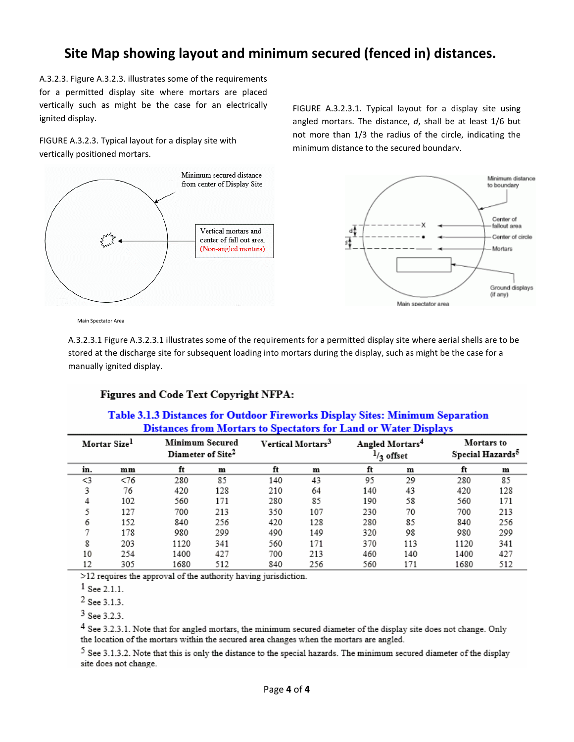# Site Map showing layout and minimum secured (fenced in) distances.

A.3.2.3. Figure A.3.2.3. illustrates some of the requirements for a permitted display site where mortars are placed vertically such as might be the case for an electrically ignited display.

FIGURE A.3.2.3. Typical layout for a display site with vertically positioned mortars.

Minimum secured distance from center of Display Site

Vertical mortars and center of fall out area. (Non-angled mortars)

Main Spectator Area

FIGURE A.3.2.3.1. Typical layout for a display site using angled mortars. The distance, *d*, shall be at least 1/6 but not more than 1/3 the radius of the circle, indicating the minimum distance to the secured boundary.

Minimum distance to boundary

Center of fallout area

Center of circle

Mortars

Ground displays (if any)

Main spectator area

d

d

X

A.3.2.3.1 Figure A.3.2.3.1 illustrates some of the requirements for a permitted display site where aerial shells are to be stored at the discharge site for subsequent loading into mortars during the display, such as might be the case for a manually ignited display.

**Figures and Code Text Copyright NFPA:**

**Table 3.1.3 Distances for Outdoor Fireworks Display Sites: Minimum Separation Distances from Mortars to Spectators for Land or Water Displays**

| Mortar Size[1] | | Minimum Secured Diameter of Site[2] | | Vertical Mortars[3] | | Angled Mortars[4] 1/3 offset | | Mortars to Special Hazards[5] | |
|---|---|---|---|---|---|---|---|---|---|
| in. | mm | ft | m | ft | m | ft | m | ft | m |
| <3 | <76 | 280 | 85 | 140 | 43 | 95 | 29 | 280 | 85 |
| 3 | 76 | 420 | 128 | 210 | 64 | 140 | 43 | 420 | 128 |
| 4 | 102 | 560 | 171 | 280 | 85 | 190 | 58 | 560 | 171 |
| 5 | 127 | 700 | 213 | 350 | 107 | 230 | 70 | 700 | 213 |
| 6 | 152 | 840 | 256 | 420 | 128 | 280 | 85 | 840 | 256 |
| 7 | 178 | 980 | 299 | 490 | 149 | 320 | 98 | 980 | 299 |
| 8 | 203 | 1120 | 341 | 560 | 171 | 370 | 113 | 1120 | 341 |
| 10 | 254 | 1400 | 427 | 700 | 213 | 460 | 140 | 1400 | 427 |
| 12 | 305 | 1680 | 512 | 840 | 256 | 560 | 171 | 1680 | 512 |

>12 requires the approval of the authority having jurisdiction.

[1] See 2.1.1.

[2] See 3.1.3.

[3] See 3.2.3.

[4] See 3.2.3.1. Note that for angled mortars, the minimum secured diameter of the display site does not change. Only the location of the mortars within the secured area changes when the mortars are angled.

[5] See 3.1.3.2. Note that this is only the distance to the special hazards. The minimum secured diameter of the display site does not change.